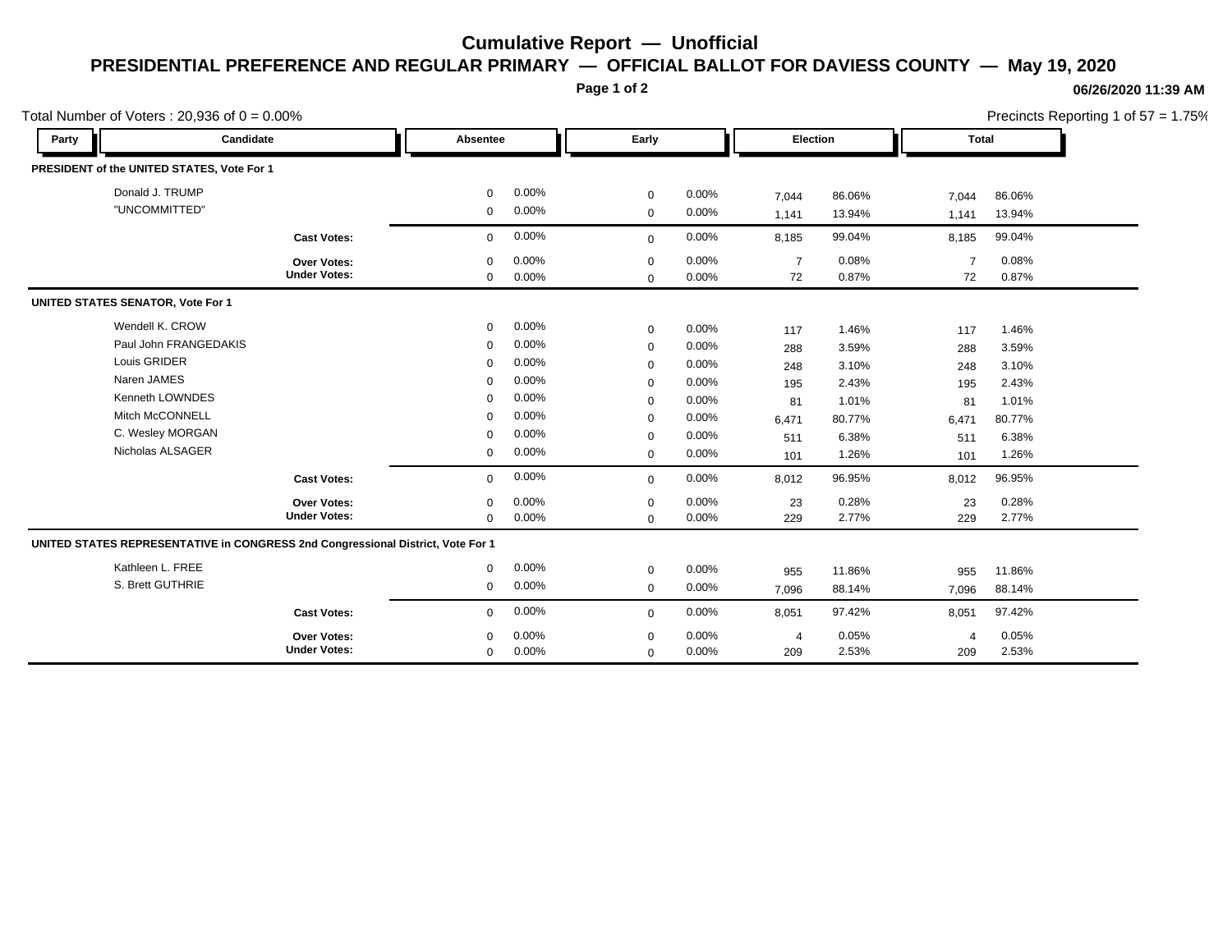# Cumulative Report — Unofficial

## PRESIDENTIAL PREFERENCE AND REGULAR PRIMARY — OFFICIAL BALLOT FOR DAVIESS COUNTY — May 19, 2020

06/26/2020 11:39 AM

Total Number of Voters : 20,936 of 0 = 0.00%

Precincts Reporting 1 of 57 = 1.75%

| Party | Candidate | Absentee | | Early | | Election | | Total | |
|---|---|---|---|---|---|---|---|---|---|
| **PRESIDENT of the UNITED STATES, Vote For 1** | | | | | | | | | |
| | Donald J. TRUMP | 0 | 0.00% | 0 | 0.00% | 7,044 | 86.06% | 7,044 | 86.06% |
| | "UNCOMMITTED" | 0 | 0.00% | 0 | 0.00% | 1,141 | 13.94% | 1,141 | 13.94% |
| | **Cast Votes:** | 0 | 0.00% | 0 | 0.00% | 8,185 | 99.04% | 8,185 | 99.04% |
| | **Over Votes:** | 0 | 0.00% | 0 | 0.00% | 7 | 0.08% | 7 | 0.08% |
| | **Under Votes:** | 0 | 0.00% | 0 | 0.00% | 72 | 0.87% | 72 | 0.87% |
| **UNITED STATES SENATOR, Vote For 1** | | | | | | | | | |
| | Wendell K. CROW | 0 | 0.00% | 0 | 0.00% | 117 | 1.46% | 117 | 1.46% |
| | Paul John FRANGEDAKIS | 0 | 0.00% | 0 | 0.00% | 288 | 3.59% | 288 | 3.59% |
| | Louis GRIDER | 0 | 0.00% | 0 | 0.00% | 248 | 3.10% | 248 | 3.10% |
| | Naren JAMES | 0 | 0.00% | 0 | 0.00% | 195 | 2.43% | 195 | 2.43% |
| | Kenneth LOWNDES | 0 | 0.00% | 0 | 0.00% | 81 | 1.01% | 81 | 1.01% |
| | Mitch McCONNELL | 0 | 0.00% | 0 | 0.00% | 6,471 | 80.77% | 6,471 | 80.77% |
| | C. Wesley MORGAN | 0 | 0.00% | 0 | 0.00% | 511 | 6.38% | 511 | 6.38% |
| | Nicholas ALSAGER | 0 | 0.00% | 0 | 0.00% | 101 | 1.26% | 101 | 1.26% |
| | **Cast Votes:** | 0 | 0.00% | 0 | 0.00% | 8,012 | 96.95% | 8,012 | 96.95% |
| | **Over Votes:** | 0 | 0.00% | 0 | 0.00% | 23 | 0.28% | 23 | 0.28% |
| | **Under Votes:** | 0 | 0.00% | 0 | 0.00% | 229 | 2.77% | 229 | 2.77% |
| **UNITED STATES REPRESENTATIVE in CONGRESS 2nd Congressional District, Vote For 1** | | | | | | | | | |
| | Kathleen L. FREE | 0 | 0.00% | 0 | 0.00% | 955 | 11.86% | 955 | 11.86% |
| | S. Brett GUTHRIE | 0 | 0.00% | 0 | 0.00% | 7,096 | 88.14% | 7,096 | 88.14% |
| | **Cast Votes:** | 0 | 0.00% | 0 | 0.00% | 8,051 | 97.42% | 8,051 | 97.42% |
| | **Over Votes:** | 0 | 0.00% | 0 | 0.00% | 4 | 0.05% | 4 | 0.05% |
| | **Under Votes:** | 0 | 0.00% | 0 | 0.00% | 209 | 2.53% | 209 | 2.53% |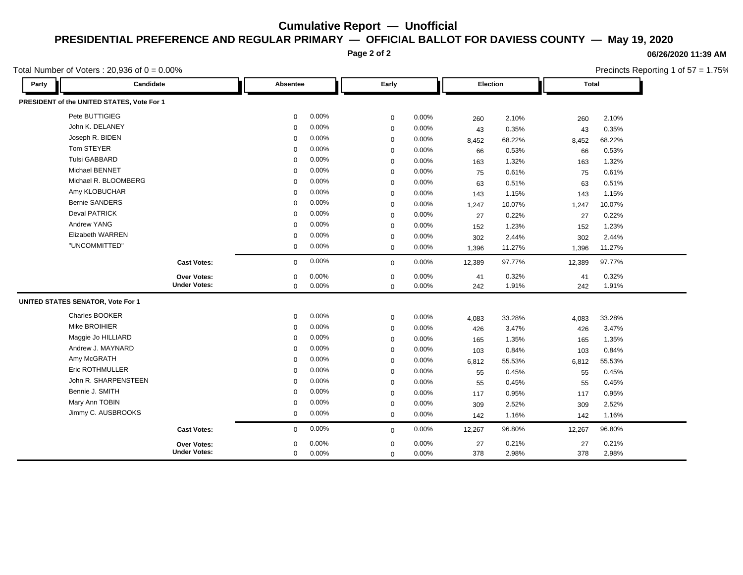# Cumulative Report — Unofficial

## PRESIDENTIAL PREFERENCE AND REGULAR PRIMARY — OFFICIAL BALLOT FOR DAVIESS COUNTY — May 19, 2020

06/26/2020 11:39 AM

Total Number of Voters : 20,936 of 0 = 0.00%

Precincts Reporting 1 of 57 = 1.75%

| Party | Candidate | Absentee | | Early | | Election | | Total | |
|---|---|---|---|---|---|---|---|---|---|
| **PRESIDENT of the UNITED STATES, Vote For 1** | | | | | | | | | |
| | Pete BUTTIGIEG | 0 | 0.00% | 0 | 0.00% | 260 | 2.10% | 260 | 2.10% |
| | John K. DELANEY | 0 | 0.00% | 0 | 0.00% | 43 | 0.35% | 43 | 0.35% |
| | Joseph R. BIDEN | 0 | 0.00% | 0 | 0.00% | 8,452 | 68.22% | 8,452 | 68.22% |
| | Tom STEYER | 0 | 0.00% | 0 | 0.00% | 66 | 0.53% | 66 | 0.53% |
| | Tulsi GABBARD | 0 | 0.00% | 0 | 0.00% | 163 | 1.32% | 163 | 1.32% |
| | Michael BENNET | 0 | 0.00% | 0 | 0.00% | 75 | 0.61% | 75 | 0.61% |
| | Michael R. BLOOMBERG | 0 | 0.00% | 0 | 0.00% | 63 | 0.51% | 63 | 0.51% |
| | Amy KLOBUCHAR | 0 | 0.00% | 0 | 0.00% | 143 | 1.15% | 143 | 1.15% |
| | Bernie SANDERS | 0 | 0.00% | 0 | 0.00% | 1,247 | 10.07% | 1,247 | 10.07% |
| | Deval PATRICK | 0 | 0.00% | 0 | 0.00% | 27 | 0.22% | 27 | 0.22% |
| | Andrew YANG | 0 | 0.00% | 0 | 0.00% | 152 | 1.23% | 152 | 1.23% |
| | Elizabeth WARREN | 0 | 0.00% | 0 | 0.00% | 302 | 2.44% | 302 | 2.44% |
| | "UNCOMMITTED" | 0 | 0.00% | 0 | 0.00% | 1,396 | 11.27% | 1,396 | 11.27% |
| | **Cast Votes:** | 0 | 0.00% | 0 | 0.00% | 12,389 | 97.77% | 12,389 | 97.77% |
| | **Over Votes:** | 0 | 0.00% | 0 | 0.00% | 41 | 0.32% | 41 | 0.32% |
| | **Under Votes:** | 0 | 0.00% | 0 | 0.00% | 242 | 1.91% | 242 | 1.91% |
| **UNITED STATES SENATOR, Vote For 1** | | | | | | | | | |
| | Charles BOOKER | 0 | 0.00% | 0 | 0.00% | 4,083 | 33.28% | 4,083 | 33.28% |
| | Mike BROIHIER | 0 | 0.00% | 0 | 0.00% | 426 | 3.47% | 426 | 3.47% |
| | Maggie Jo HILLIARD | 0 | 0.00% | 0 | 0.00% | 165 | 1.35% | 165 | 1.35% |
| | Andrew J. MAYNARD | 0 | 0.00% | 0 | 0.00% | 103 | 0.84% | 103 | 0.84% |
| | Amy McGRATH | 0 | 0.00% | 0 | 0.00% | 6,812 | 55.53% | 6,812 | 55.53% |
| | Eric ROTHMULLER | 0 | 0.00% | 0 | 0.00% | 55 | 0.45% | 55 | 0.45% |
| | John R. SHARPENSTEEN | 0 | 0.00% | 0 | 0.00% | 55 | 0.45% | 55 | 0.45% |
| | Bennie J. SMITH | 0 | 0.00% | 0 | 0.00% | 117 | 0.95% | 117 | 0.95% |
| | Mary Ann TOBIN | 0 | 0.00% | 0 | 0.00% | 309 | 2.52% | 309 | 2.52% |
| | Jimmy C. AUSBROOKS | 0 | 0.00% | 0 | 0.00% | 142 | 1.16% | 142 | 1.16% |
| | **Cast Votes:** | 0 | 0.00% | 0 | 0.00% | 12,267 | 96.80% | 12,267 | 96.80% |
| | **Over Votes:** | 0 | 0.00% | 0 | 0.00% | 27 | 0.21% | 27 | 0.21% |
| | **Under Votes:** | 0 | 0.00% | 0 | 0.00% | 378 | 2.98% | 378 | 2.98% |